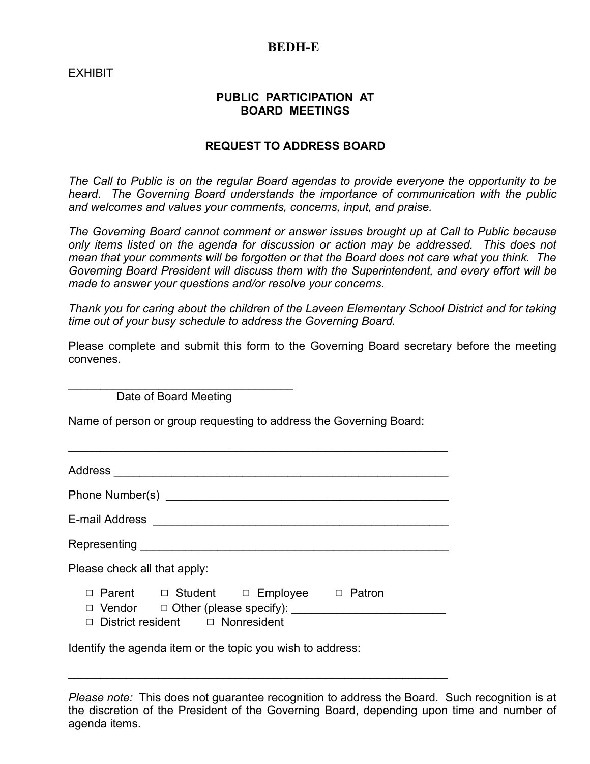**BEDH-E**

EXHIBIT

## PUBLIC PARTICIPATION AT BOARD MEETINGS

## REQUEST TO ADDRESS BOARD

*The Call to Public is on the regular Board agendas to provide everyone the opportunity to be heard. The Governing Board understands the importance of communication with the public and welcomes and values your comments, concerns, input, and praise.*

*The Governing Board cannot comment or answer issues brought up at Call to Public because only items listed on the agenda for discussion or action may be addressed. This does not mean that your comments will be forgotten or that the Board does not care what you think. The Governing Board President will discuss them with the Superintendent, and every effort will be made to answer your questions and/or resolve your concerns.*

*Thank you for caring about the children of the Laveen Elementary School District and for taking time out of your busy schedule to address the Governing Board.*

Please complete and submit this form to the Governing Board secretary before the meeting convenes.

___________________________________
Date of Board Meeting

Name of person or group requesting to address the Governing Board:

___________________________________________________________

Address _______________________________________________________

Phone Number(s) _________________________________________________

E-mail Address ___________________________________________________

Representing _____________________________________________________

Please check all that apply:

- ☐ Parent ☐ Student ☐ Employee ☐ Patron
- ☐ Vendor ☐ Other (please specify): ________________________
- ☐ District resident ☐ Nonresident

Identify the agenda item or the topic you wish to address:

___________________________________________________________

*Please note:* This does not guarantee recognition to address the Board. Such recognition is at the discretion of the President of the Governing Board, depending upon time and number of agenda items.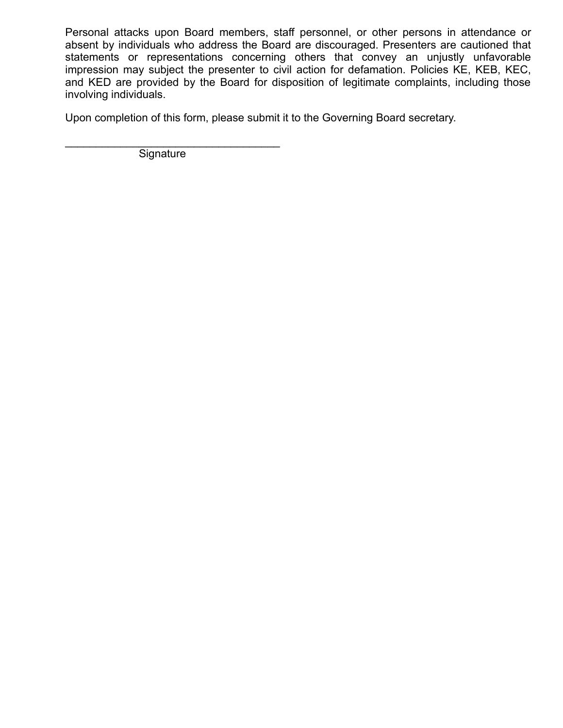Personal attacks upon Board members, staff personnel, or other persons in attendance or absent by individuals who address the Board are discouraged. Presenters are cautioned that statements or representations concerning others that convey an unjustly unfavorable impression may subject the presenter to civil action for defamation. Policies KE, KEB, KEC, and KED are provided by the Board for disposition of legitimate complaints, including those involving individuals.

Upon completion of this form, please submit it to the Governing Board secretary.

___________________________________

Signature